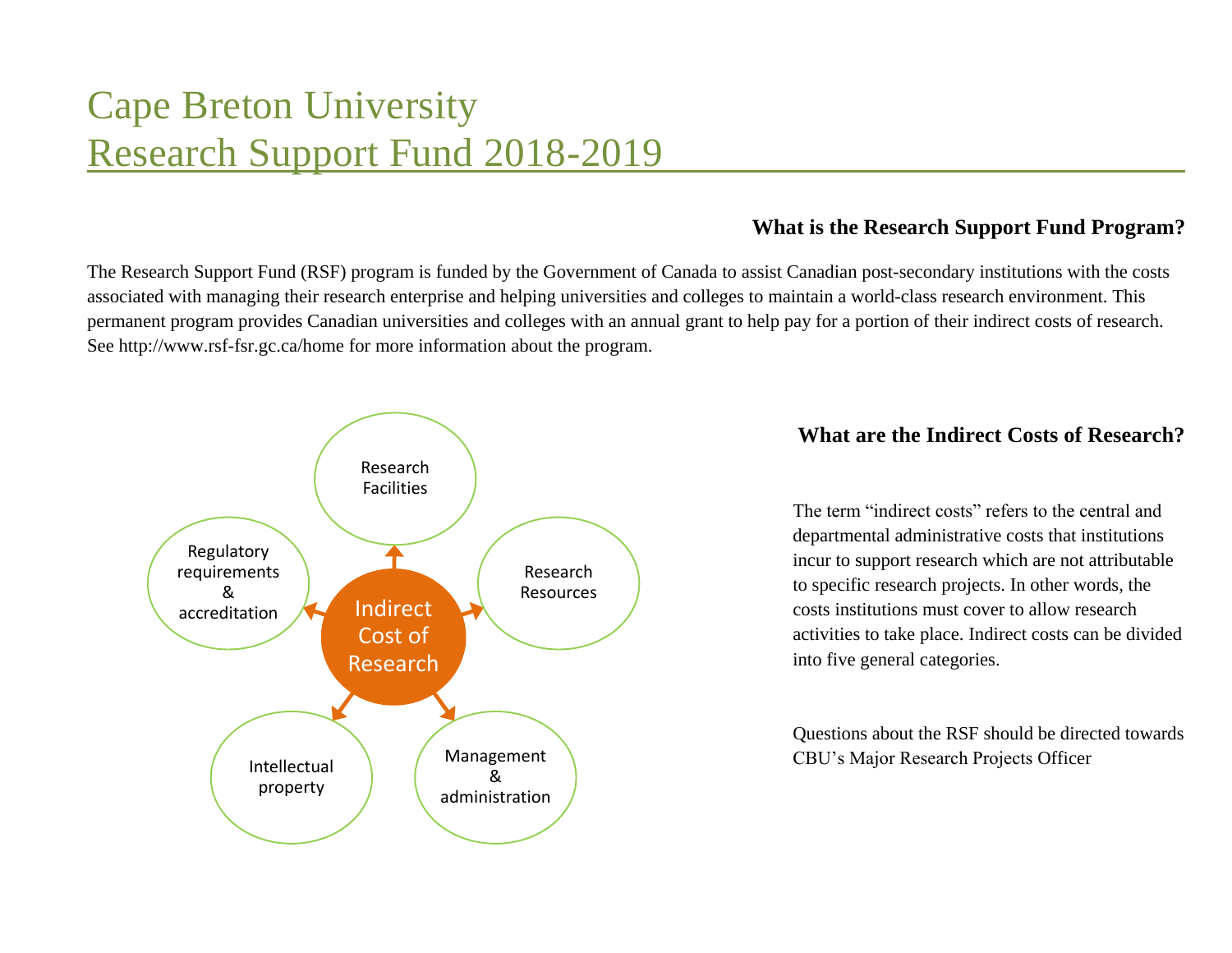# Cape Breton University
# Research Support Fund 2018-2019

### What is the Research Support Fund Program?

The Research Support Fund (RSF) program is funded by the Government of Canada to assist Canadian post-secondary institutions with the costs associated with managing their research enterprise and helping universities and colleges to maintain a world-class research environment. This permanent program provides Canadian universities and colleges with an annual grant to help pay for a portion of their indirect costs of research. See http://www.rsf-fsr.gc.ca/home for more information about the program.

Indirect Cost of Research

- Research Facilities
- Research Resources
- Management & administration
- Intellectual property
- Regulatory requirements & accreditation

### What are the Indirect Costs of Research?

The term "indirect costs" refers to the central and departmental administrative costs that institutions incur to support research which are not attributable to specific research projects. In other words, the costs institutions must cover to allow research activities to take place. Indirect costs can be divided into five general categories.

Questions about the RSF should be directed towards CBU's Major Research Projects Officer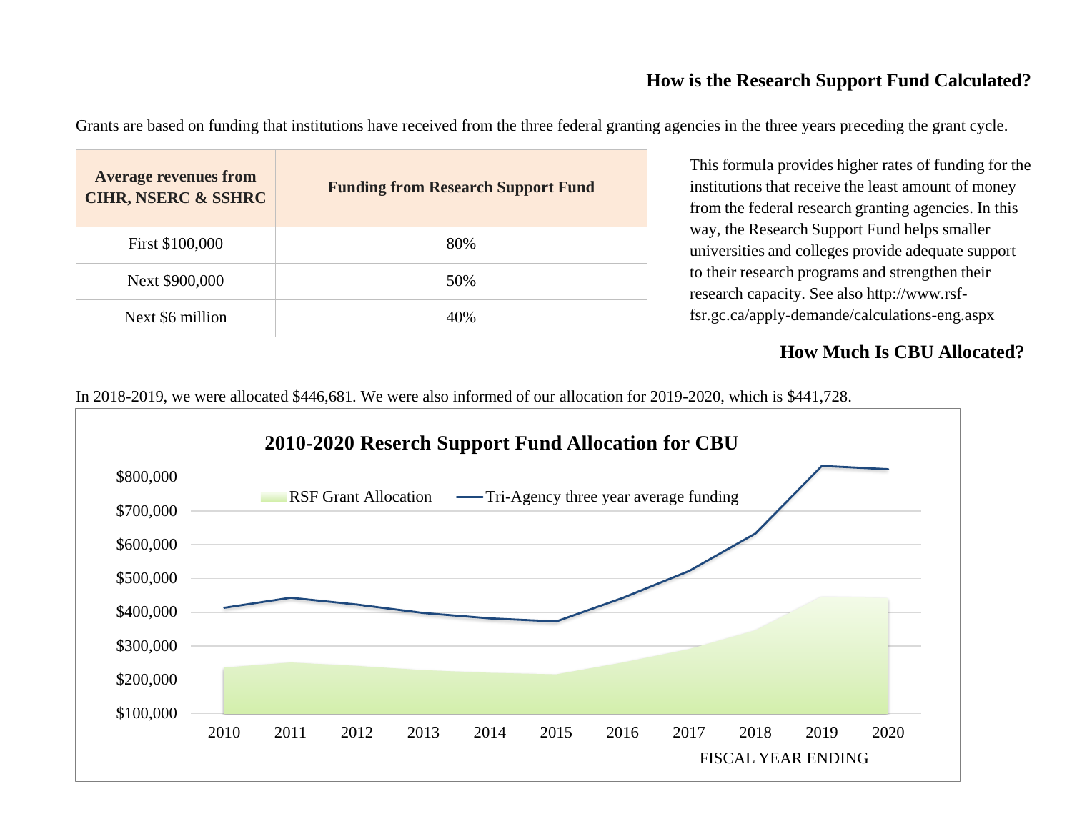## How is the Research Support Fund Calculated?

Grants are based on funding that institutions have received from the three federal granting agencies in the three years preceding the grant cycle.

| Average revenues from CIHR, NSERC & SSHRC | Funding from Research Support Fund |
|---|---|
| First $100,000 | 80% |
| Next $900,000 | 50% |
| Next $6 million | 40% |

This formula provides higher rates of funding for the institutions that receive the least amount of money from the federal research granting agencies. In this way, the Research Support Fund helps smaller universities and colleges provide adequate support to their research programs and strengthen their research capacity. See also http://www.rsf-fsr.gc.ca/apply-demande/calculations-eng.aspx

## How Much Is CBU Allocated?

In 2018-2019, we were allocated $446,681. We were also informed of our allocation for 2019-2020, which is $441,728.

**2010-2020 Reserch Support Fund Allocation for CBU**

Legend: RSF Grant Allocation; Tri-Agency three year average funding

Y-axis: $100,000 – $800,000

X-axis: FISCAL YEAR ENDING (2010, 2011, 2012, 2013, 2014, 2015, 2016, 2017, 2018, 2019, 2020)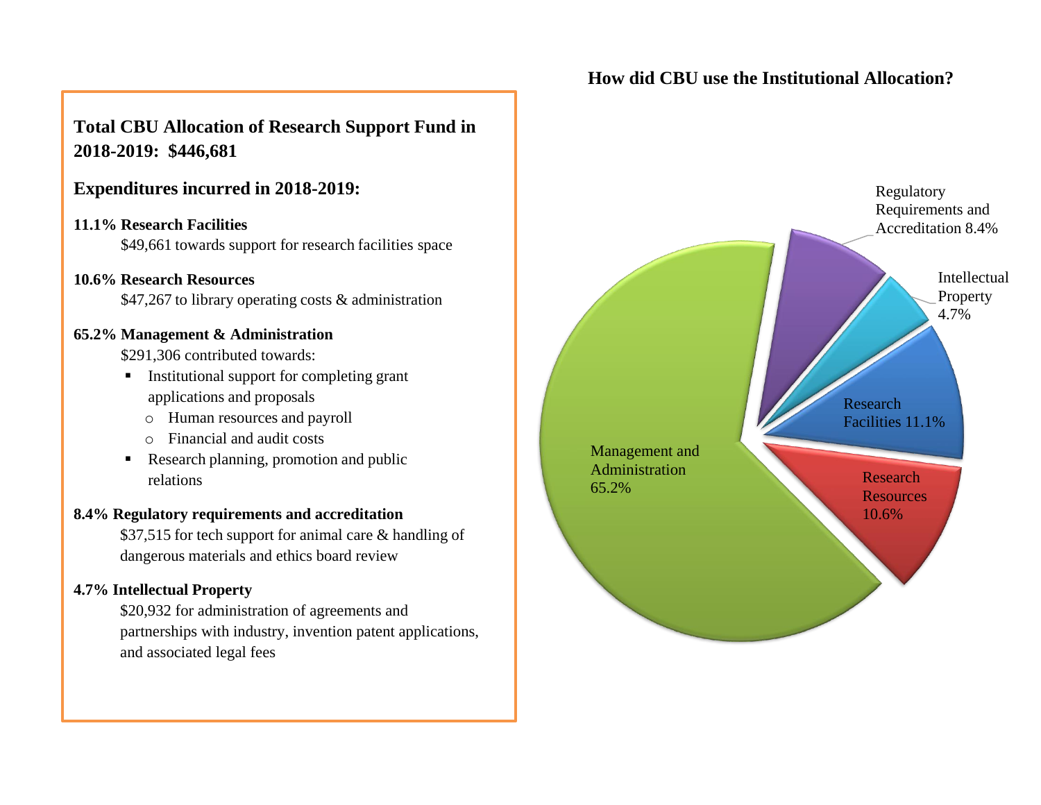**Total CBU Allocation of Research Support Fund in 2018-2019: $446,681**

**Expenditures incurred in 2018-2019:**

**11.1% Research Facilities**

$49,661 towards support for research facilities space

**10.6% Research Resources**

$47,267 to library operating costs & administration

**65.2% Management & Administration**

$291,306 contributed towards:

- Institutional support for completing grant applications and proposals
  - Human resources and payroll
  - Financial and audit costs
- Research planning, promotion and public relations

**8.4% Regulatory requirements and accreditation**

$37,515 for tech support for animal care & handling of dangerous materials and ethics board review

**4.7% Intellectual Property**

$20,932 for administration of agreements and partnerships with industry, invention patent applications, and associated legal fees

**How did CBU use the Institutional Allocation?**

Regulatory Requirements and Accreditation 8.4%

Intellectual Property 4.7%

Research Facilities 11.1%

Research Resources 10.6%

Management and Administration 65.2%